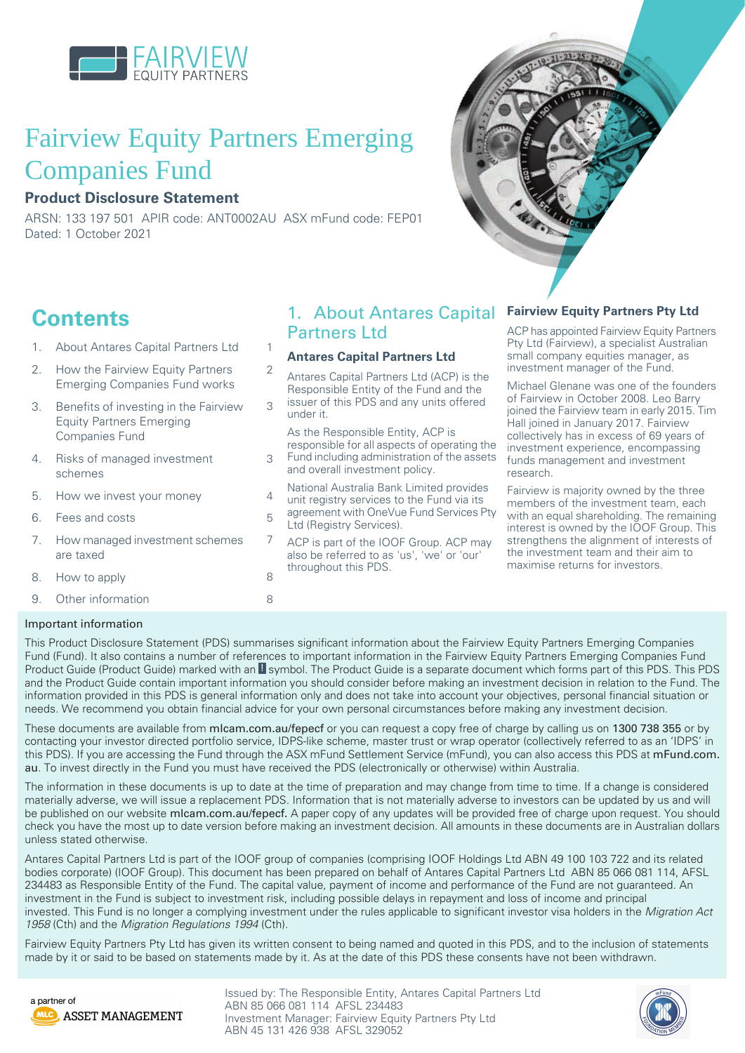# Fairview Equity Partners Emerging Companies Fund

**Product Disclosure Statement**

ARSN: 133 197 501 APIR code: ANT0002AU ASX mFund code: FEP01
Dated: 1 October 2021

## Contents

| | | |
|---|---|---|
| 1. | About Antares Capital Partners Ltd | 1 |
| 2. | How the Fairview Equity Partners Emerging Companies Fund works | 2 |
| 3. | Benefits of investing in the Fairview Equity Partners Emerging Companies Fund | 3 |
| 4. | Risks of managed investment schemes | 3 |
| 5. | How we invest your money | 4 |
| 6. | Fees and costs | 5 |
| 7. | How managed investment schemes are taxed | 7 |
| 8. | How to apply | 8 |
| 9. | Other information | 8 |

## 1. About Antares Capital Partners Ltd

### Antares Capital Partners Ltd

Antares Capital Partners Ltd (ACP) is the Responsible Entity of the Fund and the issuer of this PDS and any units offered under it.

As the Responsible Entity, ACP is responsible for all aspects of operating the Fund including administration of the assets and overall investment policy.

National Australia Bank Limited provides unit registry services to the Fund via its agreement with OneVue Fund Services Pty Ltd (Registry Services).

ACP is part of the IOOF Group. ACP may also be referred to as 'us', 'we' or 'our' throughout this PDS.

### Fairview Equity Partners Pty Ltd

ACP has appointed Fairview Equity Partners Pty Ltd (Fairview), a specialist Australian small company equities manager, as investment manager of the Fund.

Michael Glenane was one of the founders of Fairview in October 2008. Leo Barry joined the Fairview team in early 2015. Tim Hall joined in January 2017. Fairview collectively has in excess of 69 years of investment experience, encompassing funds management and investment research.

Fairview is majority owned by the three members of the investment team, each with an equal shareholding. The remaining interest is owned by the IOOF Group. This strengthens the alignment of interests of the investment team and their aim to maximise returns for investors.

### Important information

This Product Disclosure Statement (PDS) summarises significant information about the Fairview Equity Partners Emerging Companies Fund (Fund). It also contains a number of references to important information in the Fairview Equity Partners Emerging Companies Fund Product Guide (Product Guide) marked with an ! symbol. The Product Guide is a separate document which forms part of this PDS. This PDS and the Product Guide contain important information you should consider before making an investment decision in relation to the Fund. The information provided in this PDS is general information only and does not take into account your objectives, personal financial situation or needs. We recommend you obtain financial advice for your own personal circumstances before making any investment decision.

These documents are available from **mlcam.com.au/fepecf** or you can request a copy free of charge by calling us on **1300 738 355** or by contacting your investor directed portfolio service, IDPS-like scheme, master trust or wrap operator (collectively referred to as an 'IDPS' in this PDS). If you are accessing the Fund through the ASX mFund Settlement Service (mFund), you can also access this PDS at **mFund.com.au**. To invest directly in the Fund you must have received the PDS (electronically or otherwise) within Australia.

The information in these documents is up to date at the time of preparation and may change from time to time. If a change is considered materially adverse, we will issue a replacement PDS. Information that is not materially adverse to investors can be updated by us and will be published on our website **mlcam.com.au/fepecf**. A paper copy of any updates will be provided free of charge upon request. You should check you have the most up to date version before making an investment decision. All amounts in these documents are in Australian dollars unless stated otherwise.

Antares Capital Partners Ltd is part of the IOOF group of companies (comprising IOOF Holdings Ltd ABN 49 100 103 722 and its related bodies corporate) (IOOF Group). This document has been prepared on behalf of Antares Capital Partners Ltd ABN 85 066 081 114, AFSL 234483 as Responsible Entity of the Fund. The capital value, payment of income and performance of the Fund are not guaranteed. An investment in the Fund is subject to investment risk, including possible delays in repayment and loss of income and principal invested. This Fund is no longer a complying investment under the rules applicable to significant investor visa holders in the *Migration Act 1958* (Cth) and the *Migration Regulations 1994* (Cth).

Fairview Equity Partners Pty Ltd has given its written consent to being named and quoted in this PDS, and to the inclusion of statements made by it or said to be based on statements made by it. As at the date of this PDS these consents have not been withdrawn.

a partner of MLC ASSET MANAGEMENT

Issued by: The Responsible Entity, Antares Capital Partners Ltd
ABN 85 066 081 114 AFSL 234483
Investment Manager: Fairview Equity Partners Pty Ltd
ABN 45 131 426 938 AFSL 329052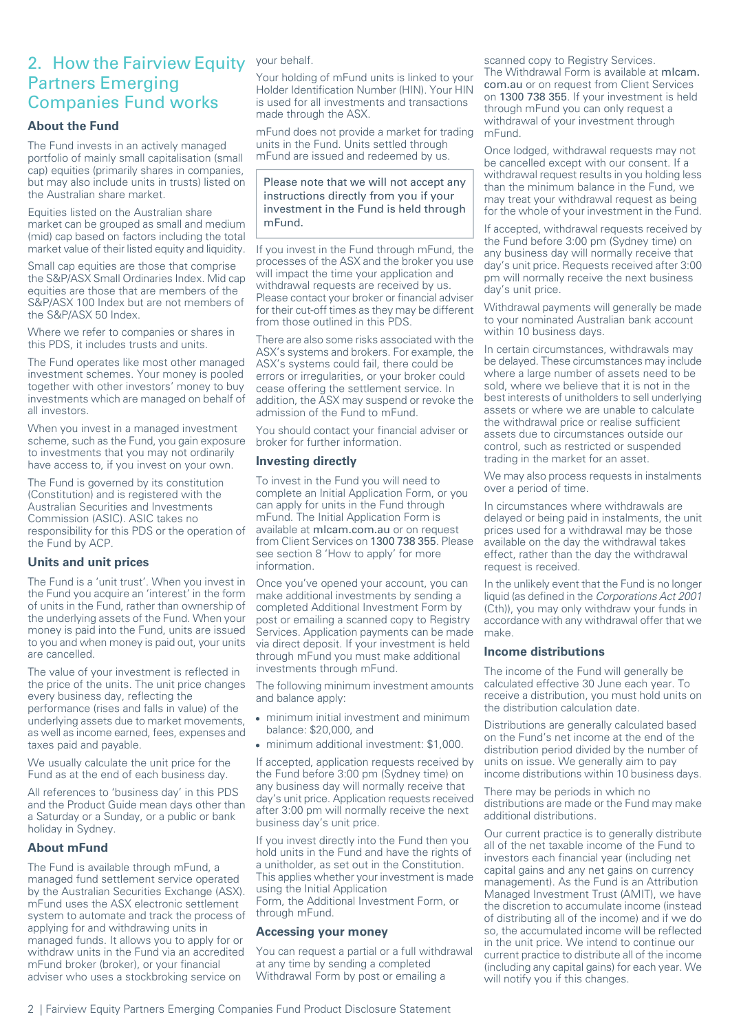## 2. How the Fairview Equity Partners Emerging Companies Fund works

### About the Fund

The Fund invests in an actively managed portfolio of mainly small capitalisation (small cap) equities (primarily shares in companies, but may also include units in trusts) listed on the Australian share market.

Equities listed on the Australian share market can be grouped as small and medium (mid) cap based on factors including the total market value of their listed equity and liquidity.

Small cap equities are those that comprise the S&P/ASX Small Ordinaries Index. Mid cap equities are those that are members of the S&P/ASX 100 Index but are not members of the S&P/ASX 50 Index.

Where we refer to companies or shares in this PDS, it includes trusts and units.

The Fund operates like most other managed investment schemes. Your money is pooled together with other investors' money to buy investments which are managed on behalf of all investors.

When you invest in a managed investment scheme, such as the Fund, you gain exposure to investments that you may not ordinarily have access to, if you invest on your own.

The Fund is governed by its constitution (Constitution) and is registered with the Australian Securities and Investments Commission (ASIC). ASIC takes no responsibility for this PDS or the operation of the Fund by ACP.

### Units and unit prices

The Fund is a 'unit trust'. When you invest in the Fund you acquire an 'interest' in the form of units in the Fund, rather than ownership of the underlying assets of the Fund. When your money is paid into the Fund, units are issued to you and when money is paid out, your units are cancelled.

The value of your investment is reflected in the price of the units. The unit price changes every business day, reflecting the performance (rises and falls in value) of the underlying assets due to market movements, as well as income earned, fees, expenses and taxes paid and payable.

We usually calculate the unit price for the Fund as at the end of each business day.

All references to 'business day' in this PDS and the Product Guide mean days other than a Saturday or a Sunday, or a public or bank holiday in Sydney.

### About mFund

The Fund is available through mFund, a managed fund settlement service operated by the Australian Securities Exchange (ASX). mFund uses the ASX electronic settlement system to automate and track the process of applying for and withdrawing units in managed funds. It allows you to apply for or withdraw units in the Fund via an accredited mFund broker (broker), or your financial adviser who uses a stockbroking service on your behalf.

Your holding of mFund units is linked to your Holder Identification Number (HIN). Your HIN is used for all investments and transactions made through the ASX.

mFund does not provide a market for trading units in the Fund. Units settled through mFund are issued and redeemed by us.

> Please note that we will not accept any instructions directly from you if your investment in the Fund is held through mFund.

If you invest in the Fund through mFund, the processes of the ASX and the broker you use will impact the time your application and withdrawal requests are received by us. Please contact your broker or financial adviser for their cut-off times as they may be different from those outlined in this PDS.

There are also some risks associated with the ASX's systems and brokers. For example, the ASX's systems could fail, there could be errors or irregularities, or your broker could cease offering the settlement service. In addition, the ASX may suspend or revoke the admission of the Fund to mFund.

You should contact your financial adviser or broker for further information.

### Investing directly

To invest in the Fund you will need to complete an Initial Application Form, or you can apply for units in the Fund through mFund. The Initial Application Form is available at mlcam.com.au or on request from Client Services on 1300 738 355. Please see section 8 'How to apply' for more information.

Once you've opened your account, you can make additional investments by sending a completed Additional Investment Form by post or emailing a scanned copy to Registry Services. Application payments can be made via direct deposit. If your investment is held through mFund you must make additional investments through mFund.

The following minimum investment amounts and balance apply:

- minimum initial investment and minimum balance: $20,000, and
- minimum additional investment: $1,000.

If accepted, application requests received by the Fund before 3:00 pm (Sydney time) on any business day will normally receive that day's unit price. Application requests received after 3:00 pm will normally receive the next business day's unit price.

If you invest directly into the Fund then you hold units in the Fund and have the rights of a unitholder, as set out in the Constitution. This applies whether your investment is made using the Initial Application Form, the Additional Investment Form, or through mFund.

### Accessing your money

You can request a partial or a full withdrawal at any time by sending a completed Withdrawal Form by post or emailing a scanned copy to Registry Services. The Withdrawal Form is available at mlcam.com.au or on request from Client Services on 1300 738 355. If your investment is held through mFund you can only request a withdrawal of your investment through mFund.

Once lodged, withdrawal requests may not be cancelled except with our consent. If a withdrawal request results in you holding less than the minimum balance in the Fund, we may treat your withdrawal request as being for the whole of your investment in the Fund.

If accepted, withdrawal requests received by the Fund before 3:00 pm (Sydney time) on any business day will normally receive that day's unit price. Requests received after 3:00 pm will normally receive the next business day's unit price.

Withdrawal payments will generally be made to your nominated Australian bank account within 10 business days.

In certain circumstances, withdrawals may be delayed. These circumstances may include where a large number of assets need to be sold, where we believe that it is not in the best interests of unitholders to sell underlying assets or where we are unable to calculate the withdrawal price or realise sufficient assets due to circumstances outside our control, such as restricted or suspended trading in the market for an asset.

We may also process requests in instalments over a period of time.

In circumstances where withdrawals are delayed or being paid in instalments, the unit prices used for a withdrawal may be those available on the day the withdrawal takes effect, rather than the day the withdrawal request is received.

In the unlikely event that the Fund is no longer liquid (as defined in the *Corporations Act 2001* (Cth)), you may only withdraw your funds in accordance with any withdrawal offer that we make.

### Income distributions

The income of the Fund will generally be calculated effective 30 June each year. To receive a distribution, you must hold units on the distribution calculation date.

Distributions are generally calculated based on the Fund's net income at the end of the distribution period divided by the number of units on issue. We generally aim to pay income distributions within 10 business days.

There may be periods in which no distributions are made or the Fund may make additional distributions.

Our current practice is to generally distribute all of the net taxable income of the Fund to investors each financial year (including net capital gains and any net gains on currency management). As the Fund is an Attribution Managed Investment Trust (AMIT), we have the discretion to accumulate income (instead of distributing all of the income) and if we do so, the accumulated income will be reflected in the unit price. We intend to continue our current practice to distribute all of the income (including any capital gains) for each year. We will notify you if this changes.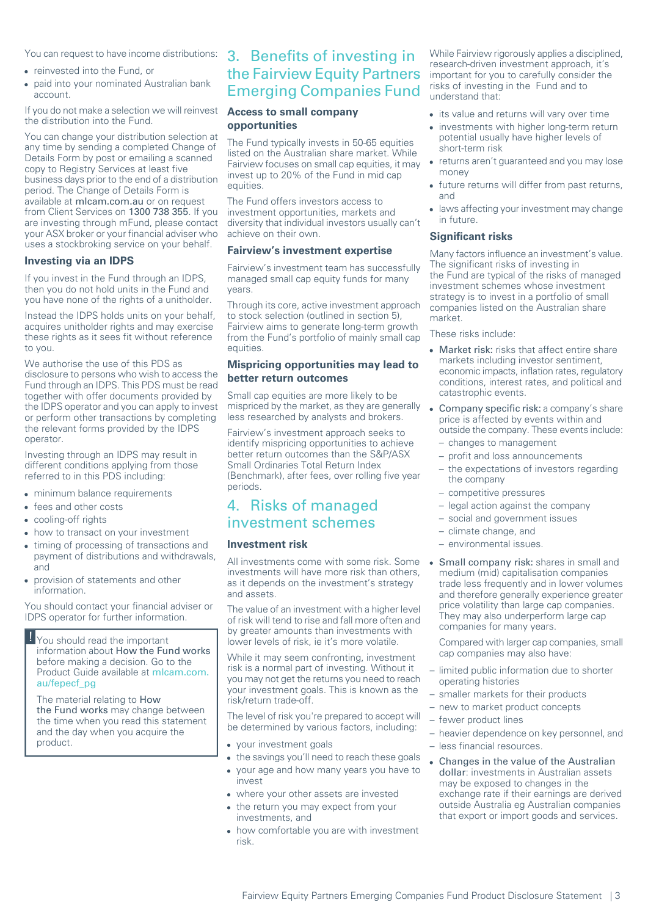You can request to have income distributions:

- reinvested into the Fund, or
- paid into your nominated Australian bank account.

If you do not make a selection we will reinvest the distribution into the Fund.

You can change your distribution selection at any time by sending a completed Change of Details Form by post or emailing a scanned copy to Registry Services at least five business days prior to the end of a distribution period. The Change of Details Form is available at mlcam.com.au or on request from Client Services on 1300 738 355. If you are investing through mFund, please contact your ASX broker or your financial adviser who uses a stockbroking service on your behalf.

### Investing via an IDPS

If you invest in the Fund through an IDPS, then you do not hold units in the Fund and you have none of the rights of a unitholder.

Instead the IDPS holds units on your behalf, acquires unitholder rights and may exercise these rights as it sees fit without reference to you.

We authorise the use of this PDS as disclosure to persons who wish to access the Fund through an IDPS. This PDS must be read together with offer documents provided by the IDPS operator and you can apply to invest or perform other transactions by completing the relevant forms provided by the IDPS operator.

Investing through an IDPS may result in different conditions applying from those referred to in this PDS including:

- minimum balance requirements
- fees and other costs
- cooling-off rights
- how to transact on your investment
- timing of processing of transactions and payment of distributions and withdrawals, and
- provision of statements and other information.

You should contact your financial adviser or IDPS operator for further information.

> ! You should read the important information about **How the Fund works** before making a decision. Go to the Product Guide available at mlcam.com.au/fepecf_pg
>
> The material relating to **How the Fund works** may change between the time when you read this statement and the day when you acquire the product.

## 3. Benefits of investing in the Fairview Equity Partners Emerging Companies Fund

### Access to small company opportunities

The Fund typically invests in 50-65 equities listed on the Australian share market. While Fairview focuses on small cap equities, it may invest up to 20% of the Fund in mid cap equities.

The Fund offers investors access to investment opportunities, markets and diversity that individual investors usually can't achieve on their own.

### Fairview's investment expertise

Fairview's investment team has successfully managed small cap equity funds for many years.

Through its core, active investment approach to stock selection (outlined in section 5), Fairview aims to generate long-term growth from the Fund's portfolio of mainly small cap equities.

### Mispricing opportunities may lead to better return outcomes

Small cap equities are more likely to be mispriced by the market, as they are generally less researched by analysts and brokers.

Fairview's investment approach seeks to identify mispricing opportunities to achieve better return outcomes than the S&P/ASX Small Ordinaries Total Return Index (Benchmark), after fees, over rolling five year periods.

## 4. Risks of managed investment schemes

### Investment risk

All investments come with some risk. Some investments will have more risk than others, as it depends on the investment's strategy and assets.

The value of an investment with a higher level of risk will tend to rise and fall more often and by greater amounts than investments with lower levels of risk, ie it's more volatile.

While it may seem confronting, investment risk is a normal part of investing. Without it you may not get the returns you need to reach your investment goals. This is known as the risk/return trade-off.

The level of risk you're prepared to accept will be determined by various factors, including:

- your investment goals
- the savings you'll need to reach these goals
- your age and how many years you have to invest
- where your other assets are invested
- the return you may expect from your investments, and
- how comfortable you are with investment risk.

While Fairview rigorously applies a disciplined, research-driven investment approach, it's important for you to carefully consider the risks of investing in the Fund and to understand that:

- its value and returns will vary over time
- investments with higher long-term return potential usually have higher levels of short-term risk
- returns aren't guaranteed and you may lose money
- future returns will differ from past returns, and
- laws affecting your investment may change in future.

### Significant risks

Many factors influence an investment's value. The significant risks of investing in the Fund are typical of the risks of managed investment schemes whose investment strategy is to invest in a portfolio of small companies listed on the Australian share market.

These risks include:

- **Market risk:** risks that affect entire share markets including investor sentiment, economic impacts, inflation rates, regulatory conditions, interest rates, and political and catastrophic events.
- **Company specific risk:** a company's share price is affected by events within and outside the company. These events include:
  - changes to management
  - profit and loss announcements
  - the expectations of investors regarding the company
  - competitive pressures
  - legal action against the company
  - social and government issues
  - climate change, and
  - environmental issues.
- **Small company risk:** shares in small and medium (mid) capitalisation companies trade less frequently and in lower volumes and therefore generally experience greater price volatility than large cap companies. They may also underperform large cap companies for many years.

  Compared with larger cap companies, small cap companies may also have:
  - limited public information due to shorter operating histories
  - smaller markets for their products
  - new to market product concepts
  - fewer product lines
  - heavier dependence on key personnel, and
  - less financial resources.
- **Changes in the value of the Australian dollar:** investments in Australian assets may be exposed to changes in the exchange rate if their earnings are derived outside Australia eg Australian companies that export or import goods and services.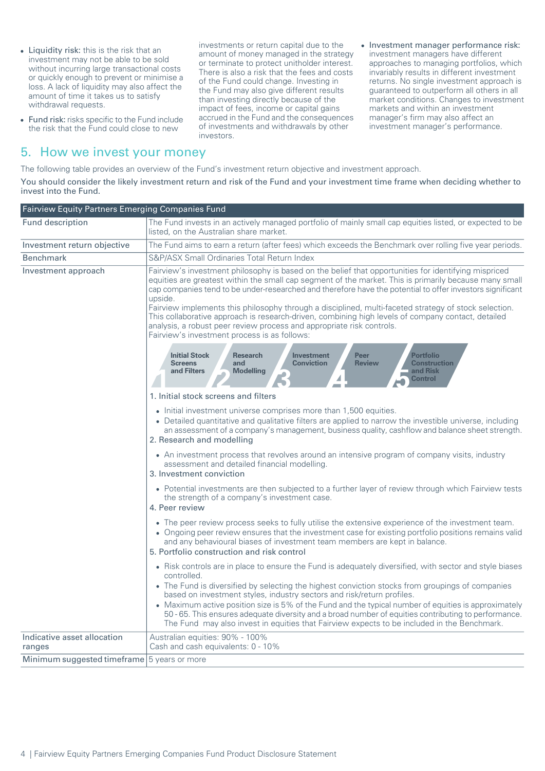- **Liquidity risk:** this is the risk that an investment may not be able to be sold without incurring large transactional costs or quickly enough to prevent or minimise a loss. A lack of liquidity may also affect the amount of time it takes us to satisfy withdrawal requests.
- **Fund risk:** risks specific to the Fund include the risk that the Fund could close to new investments or return capital due to the amount of money managed in the strategy or terminate to protect unitholder interest. There is also a risk that the fees and costs of the Fund could change. Investing in the Fund may also give different results than investing directly because of the impact of fees, income or capital gains accrued in the Fund and the consequences of investments and withdrawals by other investors.
- **Investment manager performance risk:** investment managers have different approaches to managing portfolios, which invariably results in different investment returns. No single investment approach is guaranteed to outperform all others in all market conditions. Changes to investment markets and within an investment manager's firm may also affect an investment manager's performance.

## 5. How we invest your money

The following table provides an overview of the Fund's investment return objective and investment approach.

You should consider the likely investment return and risk of the Fund and your investment time frame when deciding whether to invest into the Fund.

| Fairview Equity Partners Emerging Companies Fund | |
|---|---|
| Fund description | The Fund invests in an actively managed portfolio of mainly small cap equities listed, or expected to be listed, on the Australian share market. |
| Investment return objective | The Fund aims to earn a return (after fees) which exceeds the Benchmark over rolling five year periods. |
| Benchmark | S&P/ASX Small Ordinaries Total Return Index |
| Investment approach | Fairview's investment philosophy is based on the belief that opportunities for identifying mispriced equities are greatest within the small cap segment of the market. This is primarily because many small cap companies tend to be under-researched and therefore have the potential to offer investors significant upside.<br>Fairview implements this philosophy through a disciplined, multi-faceted strategy of stock selection. This collaborative approach is research-driven, combining high levels of company contact, detailed analysis, a robust peer review process and appropriate risk controls.<br>Fairview's investment process is as follows:<br>1 Initial Stock Screens and Filters → 2 Research and Modelling → 3 Investment Conviction → 4 Peer Review → 5 Portfolio Construction and Risk Control<br>1. Initial stock screens and filters<br>• Initial investment universe comprises more than 1,500 equities.<br>• Detailed quantitative and qualitative filters are applied to narrow the investible universe, including an assessment of a company's management, business quality, cashflow and balance sheet strength.<br>2. Research and modelling<br>• An investment process that revolves around an intensive program of company visits, industry assessment and detailed financial modelling.<br>3. Investment conviction<br>• Potential investments are then subjected to a further layer of review through which Fairview tests the strength of a company's investment case.<br>4. Peer review<br>• The peer review process seeks to fully utilise the extensive experience of the investment team.<br>• Ongoing peer review ensures that the investment case for existing portfolio positions remains valid and any behavioural biases of investment team members are kept in balance.<br>5. Portfolio construction and risk control<br>• Risk controls are in place to ensure the Fund is adequately diversified, with sector and style biases controlled.<br>• The Fund is diversified by selecting the highest conviction stocks from groupings of companies based on investment styles, industry sectors and risk/return profiles.<br>• Maximum active position size is 5% of the Fund and the typical number of equities is approximately 50 - 65. This ensures adequate diversity and a broad number of equities contributing to performance. The Fund may also invest in equities that Fairview expects to be included in the Benchmark. |
| Indicative asset allocation ranges | Australian equities: 90% - 100%<br>Cash and cash equivalents: 0 - 10% |
| Minimum suggested timeframe | 5 years or more |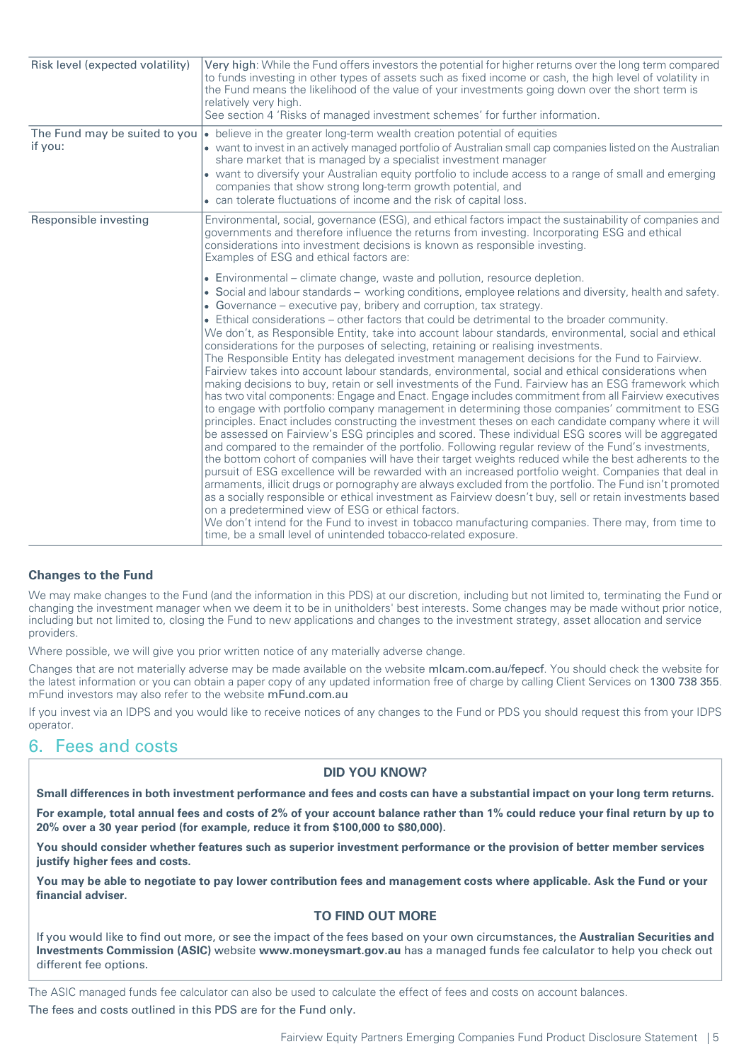| | |
|---|---|
| Risk level (expected volatility) | Very high: While the Fund offers investors the potential for higher returns over the long term compared to funds investing in other types of assets such as fixed income or cash, the high level of volatility in the Fund means the likelihood of the value of your investments going down over the short term is relatively very high.<br>See section 4 'Risks of managed investment schemes' for further information. |
| The Fund may be suited to you if you: | • believe in the greater long-term wealth creation potential of equities<br>• want to invest in an actively managed portfolio of Australian small cap companies listed on the Australian share market that is managed by a specialist investment manager<br>• want to diversify your Australian equity portfolio to include access to a range of small and emerging companies that show strong long-term growth potential, and<br>• can tolerate fluctuations of income and the risk of capital loss. |
| Responsible investing | Environmental, social, governance (ESG), and ethical factors impact the sustainability of companies and governments and therefore influence the returns from investing. Incorporating ESG and ethical considerations into investment decisions is known as responsible investing.<br>Examples of ESG and ethical factors are:<br>• Environmental – climate change, waste and pollution, resource depletion.<br>• Social and labour standards – working conditions, employee relations and diversity, health and safety.<br>• Governance – executive pay, bribery and corruption, tax strategy.<br>• Ethical considerations – other factors that could be detrimental to the broader community.<br>We don't, as Responsible Entity, take into account labour standards, environmental, social and ethical considerations for the purposes of selecting, retaining or realising investments.<br>The Responsible Entity has delegated investment management decisions for the Fund to Fairview. Fairview takes into account labour standards, environmental, social and ethical considerations when making decisions to buy, retain or sell investments of the Fund. Fairview has an ESG framework which has two vital components: Engage and Enact. Engage includes commitment from all Fairview executives to engage with portfolio company management in determining those companies' commitment to ESG principles. Enact includes constructing the investment theses on each candidate company where it will be assessed on Fairview's ESG principles and scored. These individual ESG scores will be aggregated and compared to the remainder of the portfolio. Following regular review of the Fund's investments, the bottom cohort of companies will have their target weights reduced while the best adherents to the pursuit of ESG excellence will be rewarded with an increased portfolio weight. Companies that deal in armaments, illicit drugs or pornography are always excluded from the portfolio. The Fund isn't promoted as a socially responsible or ethical investment as Fairview doesn't buy, sell or retain investments based on a predetermined view of ESG or ethical factors.<br>We don't intend for the Fund to invest in tobacco manufacturing companies. There may, from time to time, be a small level of unintended tobacco-related exposure. |

### Changes to the Fund

We may make changes to the Fund (and the information in this PDS) at our discretion, including but not limited to, terminating the Fund or changing the investment manager when we deem it to be in unitholders' best interests. Some changes may be made without prior notice, including but not limited to, closing the Fund to new applications and changes to the investment strategy, asset allocation and service providers.

Where possible, we will give you prior written notice of any materially adverse change.

Changes that are not materially adverse may be made available on the website mlcam.com.au/fepecf. You should check the website for the latest information or you can obtain a paper copy of any updated information free of charge by calling Client Services on 1300 738 355. mFund investors may also refer to the website mFund.com.au

If you invest via an IDPS and you would like to receive notices of any changes to the Fund or PDS you should request this from your IDPS operator.

## 6. Fees and costs

**DID YOU KNOW?**

**Small differences in both investment performance and fees and costs can have a substantial impact on your long term returns.**

**For example, total annual fees and costs of 2% of your account balance rather than 1% could reduce your final return by up to 20% over a 30 year period (for example, reduce it from $100,000 to $80,000).**

**You should consider whether features such as superior investment performance or the provision of better member services justify higher fees and costs.**

**You may be able to negotiate to pay lower contribution fees and management costs where applicable. Ask the Fund or your financial adviser.**

**TO FIND OUT MORE**

If you would like to find out more, or see the impact of the fees based on your own circumstances, the **Australian Securities and Investments Commission (ASIC)** website **www.moneysmart.gov.au** has a managed funds fee calculator to help you check out different fee options.

The ASIC managed funds fee calculator can also be used to calculate the effect of fees and costs on account balances.

The fees and costs outlined in this PDS are for the Fund only.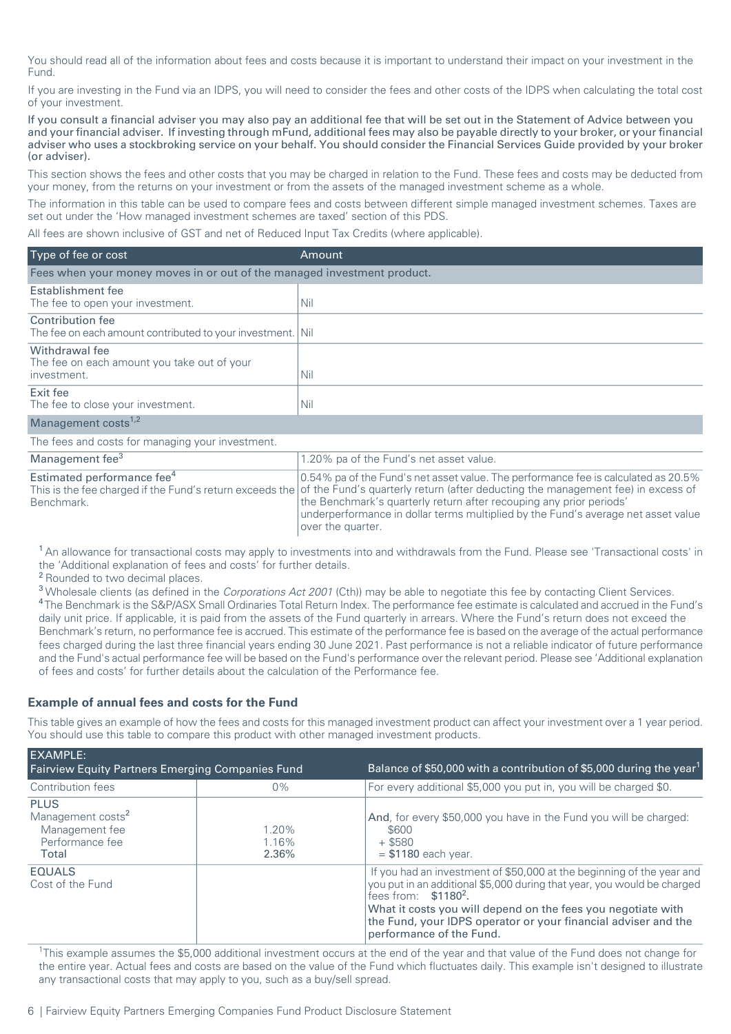You should read all of the information about fees and costs because it is important to understand their impact on your investment in the Fund.

If you are investing in the Fund via an IDPS, you will need to consider the fees and other costs of the IDPS when calculating the total cost of your investment.

**If you consult a financial adviser you may also pay an additional fee that will be set out in the Statement of Advice between you and your financial adviser. If investing through mFund, additional fees may also be payable directly to your broker, or your financial adviser who uses a stockbroking service on your behalf. You should consider the Financial Services Guide provided by your broker (or adviser).**

This section shows the fees and other costs that you may be charged in relation to the Fund. These fees and costs may be deducted from your money, from the returns on your investment or from the assets of the managed investment scheme as a whole.

The information in this table can be used to compare fees and costs between different simple managed investment schemes. Taxes are set out under the 'How managed investment schemes are taxed' section of this PDS.

All fees are shown inclusive of GST and net of Reduced Input Tax Credits (where applicable).

| Type of fee or cost | Amount |
|---|---|
| **Fees when your money moves in or out of the managed investment product.** | |
| Establishment fee<br>The fee to open your investment. | Nil |
| Contribution fee<br>The fee on each amount contributed to your investment. | Nil |
| Withdrawal fee<br>The fee on each amount you take out of your investment. | Nil |
| Exit fee<br>The fee to close your investment. | Nil |
| **Management costs[1,2]** | |
| The fees and costs for managing your investment. | |
| Management fee[3] | 1.20% pa of the Fund's net asset value. |
| Estimated performance fee[4]<br>This is the fee charged if the Fund's return exceeds the Benchmark. | 0.54% pa of the Fund's net asset value. The performance fee is calculated as 20.5% of the Fund's quarterly return (after deducting the management fee) in excess of the Benchmark's quarterly return after recouping any prior periods' underperformance in dollar terms multiplied by the Fund's average net asset value over the quarter. |

[1] An allowance for transactional costs may apply to investments into and withdrawals from the Fund. Please see 'Transactional costs' in the 'Additional explanation of fees and costs' for further details.

[2] Rounded to two decimal places.

[3] Wholesale clients (as defined in the *Corporations Act 2001* (Cth)) may be able to negotiate this fee by contacting Client Services.

[4] The Benchmark is the S&P/ASX Small Ordinaries Total Return Index. The performance fee estimate is calculated and accrued in the Fund's daily unit price. If applicable, it is paid from the assets of the Fund quarterly in arrears. Where the Fund's return does not exceed the Benchmark's return, no performance fee is accrued. This estimate of the performance fee is based on the average of the actual performance fees charged during the last three financial years ending 30 June 2021. Past performance is not a reliable indicator of future performance and the Fund's actual performance fee will be based on the Fund's performance over the relevant period. Please see 'Additional explanation of fees and costs' for further details about the calculation of the Performance fee.

### Example of annual fees and costs for the Fund

This table gives an example of how the fees and costs for this managed investment product can affect your investment over a 1 year period. You should use this table to compare this product with other managed investment products.

| EXAMPLE:<br>Fairview Equity Partners Emerging Companies Fund | | Balance of $50,000 with a contribution of $5,000 during the year[1] |
|---|---|---|
| Contribution fees | 0% | For every additional $5,000 you put in, you will be charged $0. |
| PLUS<br>Management costs[2]<br>Management fee<br>Performance fee<br>Total | <br><br>1.20%<br>1.16%<br>2.36% | **And**, for every $50,000 you have in the Fund you will be charged:<br>$600<br>+ $580<br>= **$1180** each year. |
| EQUALS<br>Cost of the Fund | | If you had an investment of $50,000 at the beginning of the year and you put in an additional $5,000 during that year, you would be charged fees from: **$1180[2]**.<br>**What it costs you will depend on the fees you negotiate with the Fund, your IDPS operator or your financial adviser and the performance of the Fund.** |

[1] This example assumes the $5,000 additional investment occurs at the end of the year and that value of the Fund does not change for the entire year. Actual fees and costs are based on the value of the Fund which fluctuates daily. This example isn't designed to illustrate any transactional costs that may apply to you, such as a buy/sell spread.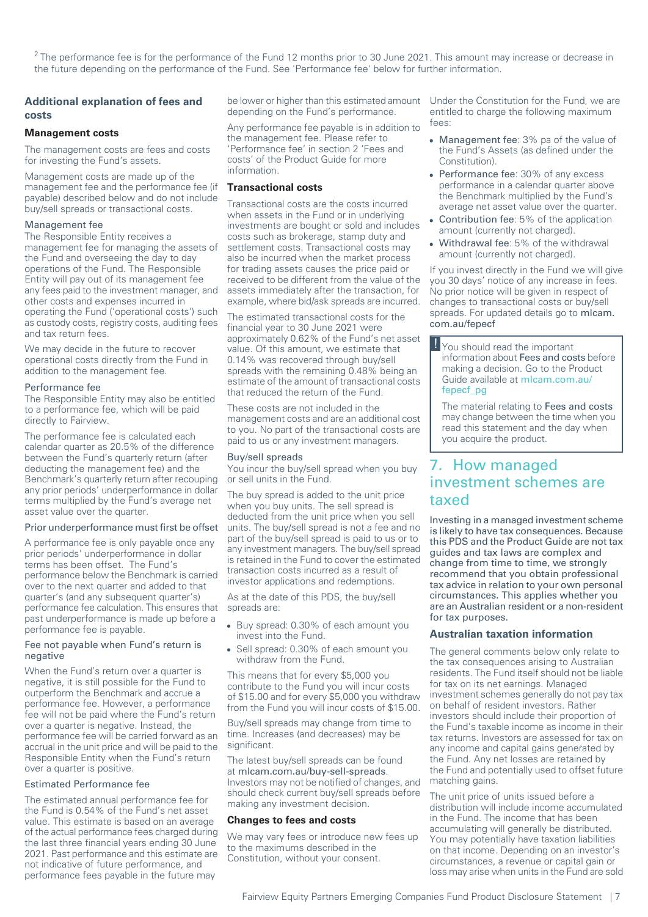[2] The performance fee is for the performance of the Fund 12 months prior to 30 June 2021. This amount may increase or decrease in the future depending on the performance of the Fund. See 'Performance fee' below for further information.

### Additional explanation of fees and costs

#### Management costs

The management costs are fees and costs for investing the Fund's assets.

Management costs are made up of the management fee and the performance fee (if payable) described below and do not include buy/sell spreads or transactional costs.

Management fee

The Responsible Entity receives a management fee for managing the assets of the Fund and overseeing the day to day operations of the Fund. The Responsible Entity will pay out of its management fee any fees paid to the investment manager, and other costs and expenses incurred in operating the Fund ('operational costs') such as custody costs, registry costs, auditing fees and tax return fees.

We may decide in the future to recover operational costs directly from the Fund in addition to the management fee.

Performance fee

The Responsible Entity may also be entitled to a performance fee, which will be paid directly to Fairview.

The performance fee is calculated each calendar quarter as 20.5% of the difference between the Fund's quarterly return (after deducting the management fee) and the Benchmark's quarterly return after recouping any prior periods' underperformance in dollar terms multiplied by the Fund's average net asset value over the quarter.

Prior underperformance must first be offset

A performance fee is only payable once any prior periods' underperformance in dollar terms has been offset. The Fund's performance below the Benchmark is carried over to the next quarter and added to that quarter's (and any subsequent quarter's) performance fee calculation. This ensures that past underperformance is made up before a performance fee is payable.

Fee not payable when Fund's return is negative

When the Fund's return over a quarter is negative, it is still possible for the Fund to outperform the Benchmark and accrue a performance fee. However, a performance fee will not be paid where the Fund's return over a quarter is negative. Instead, the performance fee will be carried forward as an accrual in the unit price and will be paid to the Responsible Entity when the Fund's return over a quarter is positive.

Estimated Performance fee

The estimated annual performance fee for the Fund is 0.54% of the Fund's net asset value. This estimate is based on an average of the actual performance fees charged during the last three financial years ending 30 June 2021. Past performance and this estimate are not indicative of future performance, and performance fees payable in the future may be lower or higher than this estimated amount depending on the Fund's performance.

Any performance fee payable is in addition to the management fee. Please refer to 'Performance fee' in section 2 'Fees and costs' of the Product Guide for more information.

#### Transactional costs

Transactional costs are the costs incurred when assets in the Fund or in underlying investments are bought or sold and includes costs such as brokerage, stamp duty and settlement costs. Transactional costs may also be incurred when the market process for trading assets causes the price paid or received to be different from the value of the assets immediately after the transaction, for example, where bid/ask spreads are incurred.

The estimated transactional costs for the financial year to 30 June 2021 were approximately 0.62% of the Fund's net asset value. Of this amount, we estimate that 0.14% was recovered through buy/sell spreads with the remaining 0.48% being an estimate of the amount of transactional costs that reduced the return of the Fund.

These costs are not included in the management costs and are an additional cost to you. No part of the transactional costs are paid to us or any investment managers.

Buy/sell spreads

You incur the buy/sell spread when you buy or sell units in the Fund.

The buy spread is added to the unit price when you buy units. The sell spread is deducted from the unit price when you sell units. The buy/sell spread is not a fee and no part of the buy/sell spread is paid to us or to any investment managers. The buy/sell spread is retained in the Fund to cover the estimated transaction costs incurred as a result of investor applications and redemptions.

As at the date of this PDS, the buy/sell spreads are:

- Buy spread: 0.30% of each amount you invest into the Fund.
- Sell spread: 0.30% of each amount you withdraw from the Fund.

This means that for every $5,000 you contribute to the Fund you will incur costs of $15.00 and for every $5,000 you withdraw from the Fund you will incur costs of $15.00.

Buy/sell spreads may change from time to time. Increases (and decreases) may be significant.

The latest buy/sell spreads can be found at mlcam.com.au/buy-sell-spreads. Investors may not be notified of changes, and should check current buy/sell spreads before making any investment decision.

#### Changes to fees and costs

We may vary fees or introduce new fees up to the maximums described in the Constitution, without your consent.

Under the Constitution for the Fund, we are entitled to charge the following maximum fees:

- Management fee: 3% pa of the value of the Fund's Assets (as defined under the Constitution).
- Performance fee: 30% of any excess performance in a calendar quarter above the Benchmark multiplied by the Fund's average net asset value over the quarter.
- Contribution fee: 5% of the application amount (currently not charged).
- Withdrawal fee: 5% of the withdrawal amount (currently not charged).

If you invest directly in the Fund we will give you 30 days' notice of any increase in fees. No prior notice will be given in respect of changes to transactional costs or buy/sell spreads. For updated details go to **mlcam.com.au/fepecf**

> ! You should read the important information about **Fees and costs** before making a decision. Go to the Product Guide available at mlcam.com.au/fepecf_pg
>
> The material relating to **Fees and costs** may change between the time when you read this statement and the day when you acquire the product.

## 7. How managed investment schemes are taxed

**Investing in a managed investment scheme is likely to have tax consequences. Because this PDS and the Product Guide are not tax guides and tax laws are complex and change from time to time, we strongly recommend that you obtain professional tax advice in relation to your own personal circumstances. This applies whether you are an Australian resident or a non-resident for tax purposes.**

#### Australian taxation information

The general comments below only relate to the tax consequences arising to Australian residents. The Fund itself should not be liable for tax on its net earnings. Managed investment schemes generally do not pay tax on behalf of resident investors. Rather investors should include their proportion of the Fund's taxable income as income in their tax returns. Investors are assessed for tax on any income and capital gains generated by the Fund. Any net losses are retained by the Fund and potentially used to offset future matching gains.

The unit price of units issued before a distribution will include income accumulated in the Fund. The income that has been accumulating will generally be distributed. You may potentially have taxation liabilities on that income. Depending on an investor's circumstances, a revenue or capital gain or loss may arise when units in the Fund are sold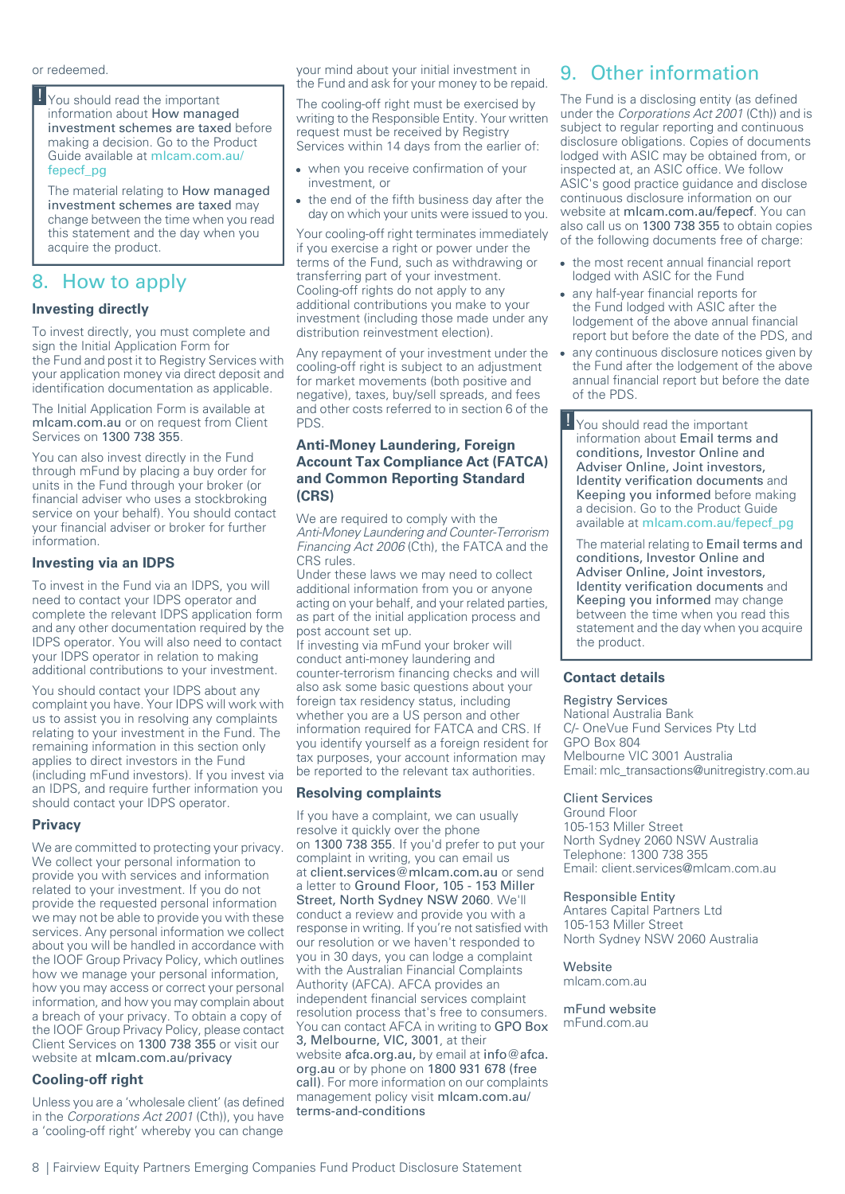or redeemed.

> **!** You should read the important information about **How managed investment schemes are taxed** before making a decision. Go to the Product Guide available at mlcam.com.au/fepecf_pg
>
> The material relating to **How managed investment schemes are taxed** may change between the time when you read this statement and the day when you acquire the product.

## 8. How to apply

### Investing directly

To invest directly, you must complete and sign the Initial Application Form for the Fund and post it to Registry Services with your application money via direct deposit and identification documentation as applicable.

The Initial Application Form is available at **mlcam.com.au** or on request from Client Services on **1300 738 355**.

You can also invest directly in the Fund through mFund by placing a buy order for units in the Fund through your broker (or financial adviser who uses a stockbroking service on your behalf). You should contact your financial adviser or broker for further information.

### Investing via an IDPS

To invest in the Fund via an IDPS, you will need to contact your IDPS operator and complete the relevant IDPS application form and any other documentation required by the IDPS operator. You will also need to contact your IDPS operator in relation to making additional contributions to your investment.

You should contact your IDPS about any complaint you have. Your IDPS will work with us to assist you in resolving any complaints relating to your investment in the Fund. The remaining information in this section only applies to direct investors in the Fund (including mFund investors). If you invest via an IDPS, and require further information you should contact your IDPS operator.

### Privacy

We are committed to protecting your privacy. We collect your personal information to provide you with services and information related to your investment. If you do not provide the requested personal information we may not be able to provide you with these services. Any personal information we collect about you will be handled in accordance with the IOOF Group Privacy Policy, which outlines how we manage your personal information, how you may access or correct your personal information, and how you may complain about a breach of your privacy. To obtain a copy of the IOOF Group Privacy Policy, please contact Client Services on **1300 738 355** or visit our website at **mlcam.com.au/privacy**

### Cooling-off right

Unless you are a 'wholesale client' (as defined in the *Corporations Act 2001* (Cth)), you have a 'cooling-off right' whereby you can change your mind about your initial investment in the Fund and ask for your money to be repaid.

The cooling-off right must be exercised by writing to the Responsible Entity. Your written request must be received by Registry Services within 14 days from the earlier of:

- when you receive confirmation of your investment, or
- the end of the fifth business day after the day on which your units were issued to you.

Your cooling-off right terminates immediately if you exercise a right or power under the terms of the Fund, such as withdrawing or transferring part of your investment. Cooling-off rights do not apply to any additional contributions you make to your investment (including those made under any distribution reinvestment election).

Any repayment of your investment under the cooling-off right is subject to an adjustment for market movements (both positive and negative), taxes, buy/sell spreads, and fees and other costs referred to in section 6 of the PDS.

### Anti-Money Laundering, Foreign Account Tax Compliance Act (FATCA) and Common Reporting Standard (CRS)

We are required to comply with the *Anti-Money Laundering and Counter-Terrorism Financing Act 2006* (Cth), the FATCA and the CRS rules.
Under these laws we may need to collect additional information from you or anyone acting on your behalf, and your related parties, as part of the initial application process and post account set up.
If investing via mFund your broker will conduct anti-money laundering and counter-terrorism financing checks and will also ask some basic questions about your foreign tax residency status, including whether you are a US person and other information required for FATCA and CRS. If you identify yourself as a foreign resident for tax purposes, your account information may be reported to the relevant tax authorities.

### Resolving complaints

If you have a complaint, we can usually resolve it quickly over the phone on **1300 738 355**. If you'd prefer to put your complaint in writing, you can email us at **client.services@mlcam.com.au** or send a letter to **Ground Floor, 105 - 153 Miller Street, North Sydney NSW 2060**. We'll conduct a review and provide you with a response in writing. If you're not satisfied with our resolution or we haven't responded to you in 30 days, you can lodge a complaint with the Australian Financial Complaints Authority (AFCA). AFCA provides an independent financial services complaint resolution process that's free to consumers. You can contact AFCA in writing to **GPO Box 3, Melbourne, VIC, 3001**, at their website **afca.org.au**, by email at **info@afca.org.au** or by phone on **1800 931 678 (free call)**. For more information on our complaints management policy visit **mlcam.com.au/terms-and-conditions**

## 9. Other information

The Fund is a disclosing entity (as defined under the *Corporations Act 2001* (Cth)) and is subject to regular reporting and continuous disclosure obligations. Copies of documents lodged with ASIC may be obtained from, or inspected at, an ASIC office. We follow ASIC's good practice guidance and disclose continuous disclosure information on our website at **mlcam.com.au/fepecf**. You can also call us on **1300 738 355** to obtain copies of the following documents free of charge:

- the most recent annual financial report lodged with ASIC for the Fund
- any half-year financial reports for the Fund lodged with ASIC after the lodgement of the above annual financial report but before the date of the PDS, and
- any continuous disclosure notices given by the Fund after the lodgement of the above annual financial report but before the date of the PDS.

> **!** You should read the important information about **Email terms and conditions, Investor Online and Adviser Online, Joint investors, Identity verification documents** and **Keeping you informed** before making a decision. Go to the Product Guide available at mlcam.com.au/fepecf_pg
>
> The material relating to **Email terms and conditions, Investor Online and Adviser Online, Joint investors, Identity verification documents** and **Keeping you informed** may change between the time when you read this statement and the day when you acquire the product.

### Contact details

Registry Services
National Australia Bank
C/- OneVue Fund Services Pty Ltd
GPO Box 804
Melbourne VIC 3001 Australia
Email: mlc_transactions@unitregistry.com.au

Client Services
Ground Floor
105-153 Miller Street
North Sydney 2060 NSW Australia
Telephone: 1300 738 355
Email: client.services@mlcam.com.au

Responsible Entity
Antares Capital Partners Ltd
105-153 Miller Street
North Sydney NSW 2060 Australia

Website
mlcam.com.au

mFund website
mFund.com.au